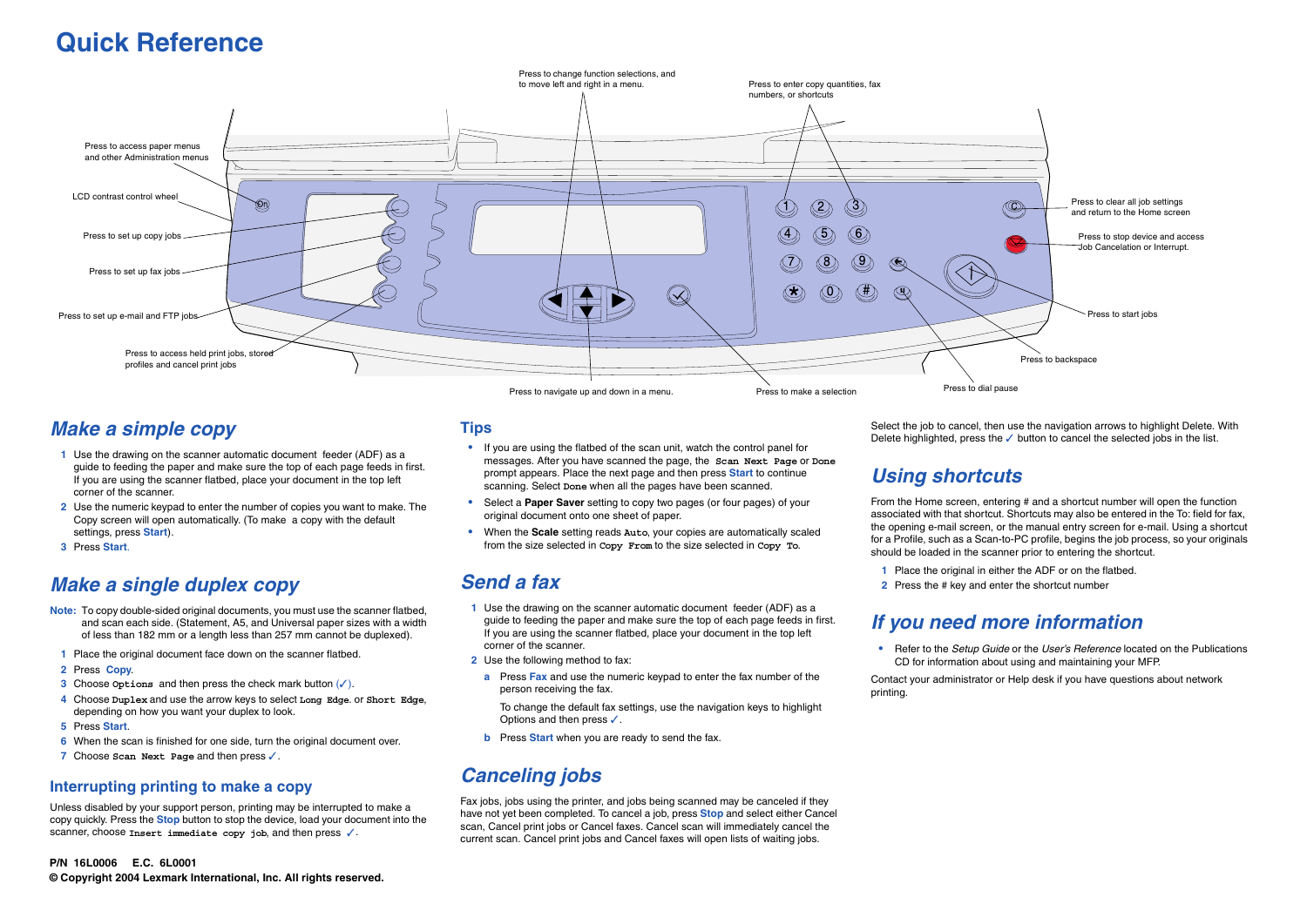# Quick Reference

Press to change function selections, and to move left and right in a menu.

Press to enter copy quantities, fax numbers, or shortcuts

Press to access paper menus and other Administration menus

LCD contrast control wheel

Press to set up copy jobs

Press to set up fax jobs

Press to set up e-mail and FTP jobs

Press to access held print jobs, stored profiles and cancel print jobs

Press to clear all job settings and return to the Home screen

Press to stop device and access Job Cancelation or Interrupt.

Press to start jobs

Press to backspace

Press to dial pause

Press to navigate up and down in a menu.

Press to make a selection

## Make a simple copy

1. Use the drawing on the scanner automatic document feeder (ADF) as a guide to feeding the paper and make sure the top of each page feeds in first. If you are using the scanner flatbed, place your document in the top left corner of the scanner.
2. Use the numeric keypad to enter the number of copies you want to make. The Copy screen will open automatically. (To make a copy with the default settings, press **Start**).
3. Press **Start**.

## Make a single duplex copy

**Note:** To copy double-sided original documents, you must use the scanner flatbed, and scan each side. (Statement, A5, and Universal paper sizes with a width of less than 182 mm or a length less than 257 mm cannot be duplexed.)

1. Place the original document face down on the scanner flatbed.
2. Press **Copy**.
3. Choose `Options` and then press the check mark button (✓).
4. Choose `Duplex` and use the arrow keys to select `Long Edge.` or `Short Edge`, depending on how you want your duplex to look.
5. Press **Start**.
6. When the scan is finished for one side, turn the original document over.
7. Choose `Scan Next Page` and then press ✓.

### Interrupting printing to make a copy

Unless disabled by your support person, printing may be interrupted to make a copy quickly. Press the **Stop** button to stop the device, load your document into the scanner, choose `Insert immediate copy job`, and then press ✓.

## Tips

- If you are using the flatbed of the scan unit, watch the control panel for messages. After you have scanned the page, the `Scan Next Page` or `Done` prompt appears. Place the next page and then press **Start** to continue scanning. Select `Done` when all the pages have been scanned.
- Select a **Paper Saver** setting to copy two pages (or four pages) of your original document onto one sheet of paper.
- When the **Scale** setting reads `Auto`, your copies are automatically scaled from the size selected in `Copy From` to the size selected in `Copy To`.

## Send a fax

1. Use the drawing on the scanner automatic document feeder (ADF) as a guide to feeding the paper and make sure the top of each page feeds in first. If you are using the scanner flatbed, place your document in the top left corner of the scanner.
2. Use the following method to fax:
   a. Press **Fax** and use the numeric keypad to enter the fax number of the person receiving the fax.

      To change the default fax settings, use the navigation keys to highlight Options and then press ✓.
   b. Press **Start** when you are ready to send the fax.

## Canceling jobs

Fax jobs, jobs using the printer, and jobs being scanned may be canceled if they have not yet been completed. To cancel a job, press **Stop** and select either Cancel scan, Cancel print jobs or Cancel faxes. Cancel scan will immediately cancel the current scan. Cancel print jobs and Cancel faxes will open lists of waiting jobs.

Select the job to cancel, then use the navigation arrows to highlight Delete. With Delete highlighted, press the ✓ button to cancel the selected jobs in the list.

## Using shortcuts

From the Home screen, entering # and a shortcut number will open the function associated with that shortcut. Shortcuts may also be entered in the To: field for fax, the opening e-mail screen, or the manual entry screen for e-mail. Using a shortcut for a Profile, such as a Scan-to-PC profile, begins the job process, so your originals should be loaded in the scanner prior to entering the shortcut.

1. Place the original in either the ADF or on the flatbed.
2. Press the # key and enter the shortcut number

## If you need more information

- Refer to the *Setup Guide* or the *User's Reference* located on the Publications CD for information about using and maintaining your MFP.

Contact your administrator or Help desk if you have questions about network printing.

**P/N 16L0006 E.C. 6L0001**
**© Copyright 2004 Lexmark International, Inc. All rights reserved.**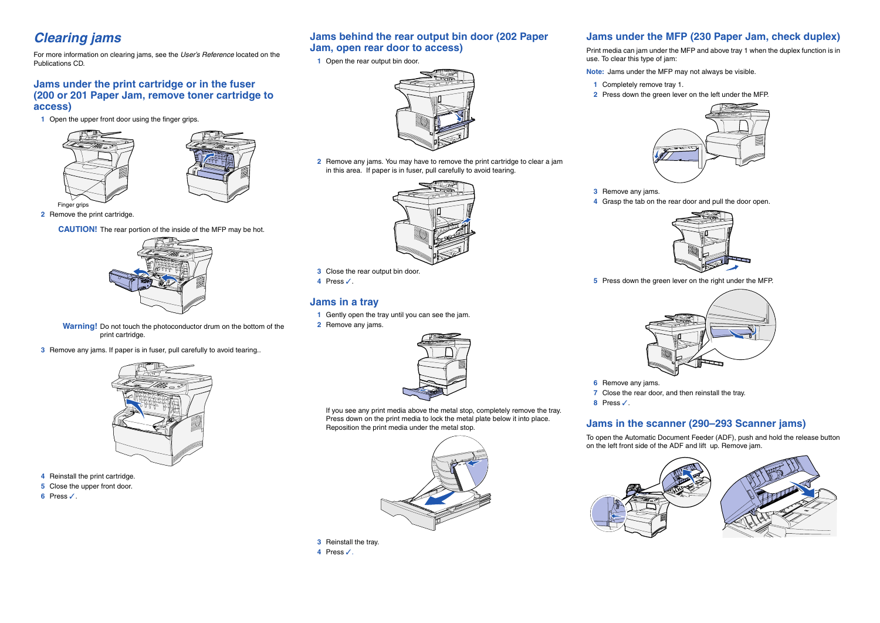# *Clearing jams*

For more information on clearing jams, see the *User's Reference* located on the Publications CD.

## Jams under the print cartridge or in the fuser (200 or 201 Paper Jam, remove toner cartridge to access)

1 Open the upper front door using the finger grips.

Finger grips

2 Remove the print cartridge.

**CAUTION!** The rear portion of the inside of the MFP may be hot.

**Warning!** Do not touch the photoconductor drum on the bottom of the print cartridge.

3 Remove any jams. If paper is in fuser, pull carefully to avoid tearing..

4 Reinstall the print cartridge.

5 Close the upper front door.

6 Press ✓.

## Jams behind the rear output bin door (202 Paper Jam, open rear door to access)

1 Open the rear output bin door.

2 Remove any jams. You may have to remove the print cartridge to clear a jam in this area. If paper is in fuser, pull carefully to avoid tearing.

3 Close the rear output bin door.

4 Press ✓.

## Jams in a tray

1 Gently open the tray until you can see the jam.

2 Remove any jams.

If you see any print media above the metal stop, completely remove the tray. Press down on the print media to lock the metal plate below it into place. Reposition the print media under the metal stop.

3 Reinstall the tray.

4 Press ✓.

## Jams under the MFP (230 Paper Jam, check duplex)

Print media can jam under the MFP and above tray 1 when the duplex function is in use. To clear this type of jam:

**Note:** Jams under the MFP may not always be visible.

1 Completely remove tray 1.

2 Press down the green lever on the left under the MFP.

3 Remove any jams.

4 Grasp the tab on the rear door and pull the door open.

5 Press down the green lever on the right under the MFP.

6 Remove any jams.

7 Close the rear door, and then reinstall the tray.

8 Press ✓.

## Jams in the scanner (290–293 Scanner jams)

To open the Automatic Document Feeder (ADF), push and hold the release button on the left front side of the ADF and lift up. Remove jam.